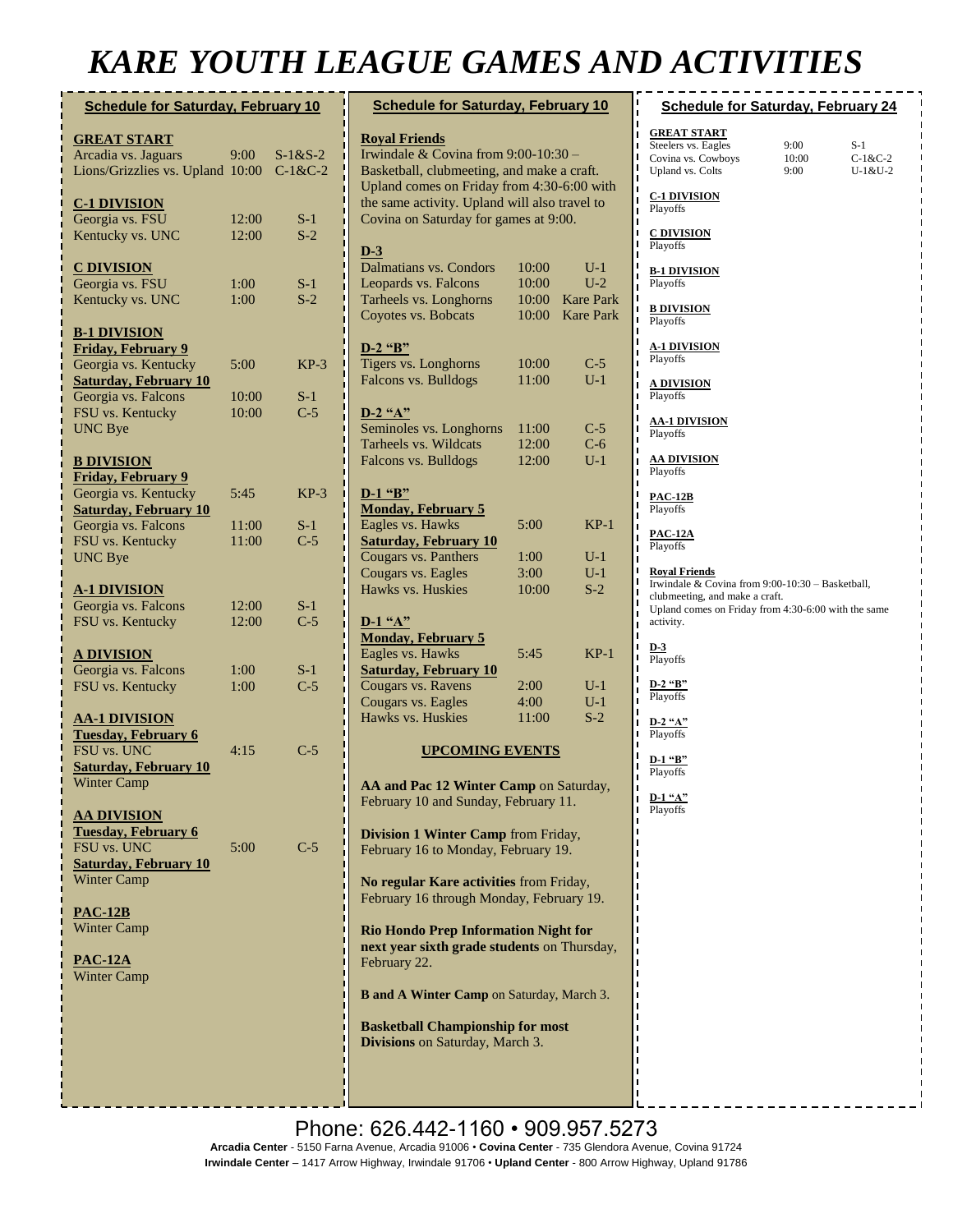# KARE YOUTH LEAGUE GAMES AND ACTIVITIES

## Schedule for Saturday, February 10

**GREAT START**

| | | |
|---|---|---|
| Arcadia vs. Jaguars | 9:00 | S-1&S-2 |
| Lions/Grizzlies vs. Upland | 10:00 | C-1&C-2 |

**C-1 DIVISION**

| | | |
|---|---|---|
| Georgia vs. FSU | 12:00 | S-1 |
| Kentucky vs. UNC | 12:00 | S-2 |

**C DIVISION**

| | | |
|---|---|---|
| Georgia vs. FSU | 1:00 | S-1 |
| Kentucky vs. UNC | 1:00 | S-2 |

**B-1 DIVISION**

**Friday, February 9**

| | | |
|---|---|---|
| Georgia vs. Kentucky | 5:00 | KP-3 |

**Saturday, February 10**

| | | |
|---|---|---|
| Georgia vs. Falcons | 10:00 | S-1 |
| FSU vs. Kentucky | 10:00 | C-5 |
| UNC Bye | | |

**B DIVISION**

**Friday, February 9**

| | | |
|---|---|---|
| Georgia vs. Kentucky | 5:45 | KP-3 |

**Saturday, February 10**

| | | |
|---|---|---|
| Georgia vs. Falcons | 11:00 | S-1 |
| FSU vs. Kentucky | 11:00 | C-5 |
| UNC Bye | | |

**A-1 DIVISION**

| | | |
|---|---|---|
| Georgia vs. Falcons | 12:00 | S-1 |
| FSU vs. Kentucky | 12:00 | C-5 |

**A DIVISION**

| | | |
|---|---|---|
| Georgia vs. Falcons | 1:00 | S-1 |
| FSU vs. Kentucky | 1:00 | C-5 |

**AA-1 DIVISION**

**Tuesday, February 6**

| | | |
|---|---|---|
| FSU vs. UNC | 4:15 | C-5 |

**Saturday, February 10**

Winter Camp

**AA DIVISION**

**Tuesday, February 6**

| | | |
|---|---|---|
| FSU vs. UNC | 5:00 | C-5 |

**Saturday, February 10**

Winter Camp

**PAC-12B**

Winter Camp

**PAC-12A**

Winter Camp

## Schedule for Saturday, February 10

**Royal Friends**

Irwindale & Covina from 9:00-10:30 – Basketball, clubmeeting, and make a craft. Upland comes on Friday from 4:30-6:00 with the same activity. Upland will also travel to Covina on Saturday for games at 9:00.

**D-3**

| | | |
|---|---|---|
| Dalmatians vs. Condors | 10:00 | U-1 |
| Leopards vs. Falcons | 10:00 | U-2 |
| Tarheels vs. Longhorns | 10:00 | Kare Park |
| Coyotes vs. Bobcats | 10:00 | Kare Park |

**D-2 "B"**

| | | |
|---|---|---|
| Tigers vs. Longhorns | 10:00 | C-5 |
| Falcons vs. Bulldogs | 11:00 | U-1 |

**D-2 "A"**

| | | |
|---|---|---|
| Seminoles vs. Longhorns | 11:00 | C-5 |
| Tarheels vs. Wildcats | 12:00 | C-6 |
| Falcons vs. Bulldogs | 12:00 | U-1 |

**D-1 "B"**

**Monday, February 5**

| | | |
|---|---|---|
| Eagles vs. Hawks | 5:00 | KP-1 |

**Saturday, February 10**

| | | |
|---|---|---|
| Cougars vs. Panthers | 1:00 | U-1 |
| Cougars vs. Eagles | 3:00 | U-1 |
| Hawks vs. Huskies | 10:00 | S-2 |

**D-1 "A"**

**Monday, February 5**

| | | |
|---|---|---|
| Eagles vs. Hawks | 5:45 | KP-1 |

**Saturday, February 10**

| | | |
|---|---|---|
| Cougars vs. Ravens | 2:00 | U-1 |
| Cougars vs. Eagles | 4:00 | U-1 |
| Hawks vs. Huskies | 11:00 | S-2 |

### UPCOMING EVENTS

**AA and Pac 12 Winter Camp** on Saturday, February 10 and Sunday, February 11.

**Division 1 Winter Camp** from Friday, February 16 to Monday, February 19.

**No regular Kare activities** from Friday, February 16 through Monday, February 19.

**Rio Hondo Prep Information Night for next year sixth grade students** on Thursday, February 22.

**B and A Winter Camp** on Saturday, March 3.

**Basketball Championship for most Divisions** on Saturday, March 3.

## Schedule for Saturday, February 24

**GREAT START**

| | | |
|---|---|---|
| Steelers vs. Eagles | 9:00 | S-1 |
| Covina vs. Cowboys | 10:00 | C-1&C-2 |
| Upland vs. Colts | 9:00 | U-1&U-2 |

**C-1 DIVISION**

Playoffs

**C DIVISION**

Playoffs

**B-1 DIVISION**

Playoffs

**B DIVISION**

Playoffs

**A-1 DIVISION**

Playoffs

**A DIVISION**

Playoffs

**AA-1 DIVISION**

Playoffs

**AA DIVISION**

Playoffs

**PAC-12B**

Playoffs

**PAC-12A**

Playoffs

**Royal Friends**

Irwindale & Covina from 9:00-10:30 – Basketball, clubmeeting, and make a craft. Upland comes on Friday from 4:30-6:00 with the same activity.

**D-3**

Playoffs

**D-2 "B"**

Playoffs

**D-2 "A"**

Playoffs

**D-1 "B"**

Playoffs

**D-1 "A"**

Playoffs

Phone: 626.442-1160 • 909.957.5273

**Arcadia Center** - 5150 Farna Avenue, Arcadia 91006 • **Covina Center** - 735 Glendora Avenue, Covina 91724
**Irwindale Center** – 1417 Arrow Highway, Irwindale 91706 • **Upland Center** - 800 Arrow Highway, Upland 91786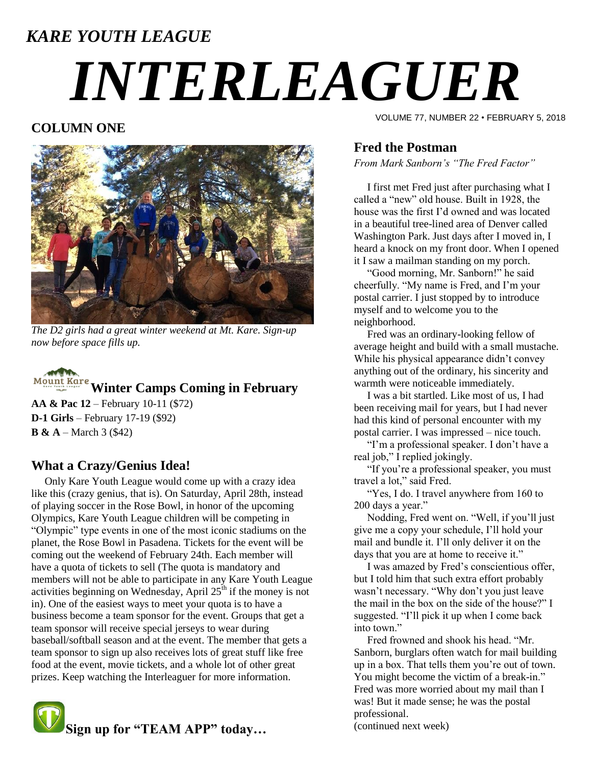*KARE YOUTH LEAGUE*

# *INTERLEAGUER*

VOLUME 77, NUMBER 22 • FEBRUARY 5, 2018

## COLUMN ONE

*The D2 girls had a great winter weekend at Mt. Kare. Sign-up now before space fills up.*

### Winter Camps Coming in February

**AA & Pac 12** – February 10-11 ($72)
**D-1 Girls** – February 17-19 ($92)
**B & A** – March 3 ($42)

### What a Crazy/Genius Idea!

Only Kare Youth League would come up with a crazy idea like this (crazy genius, that is). On Saturday, April 28th, instead of playing soccer in the Rose Bowl, in honor of the upcoming Olympics, Kare Youth League children will be competing in "Olympic" type events in one of the most iconic stadiums on the planet, the Rose Bowl in Pasadena. Tickets for the event will be coming out the weekend of February 24th. Each member will have a quota of tickets to sell (The quota is mandatory and members will not be able to participate in any Kare Youth League activities beginning on Wednesday, April 25th if the money is not in). One of the easiest ways to meet your quota is to have a business become a team sponsor for the event. Groups that get a team sponsor will receive special jerseys to wear during baseball/softball season and at the event. The member that gets a team sponsor to sign up also receives lots of great stuff like free food at the event, movie tickets, and a whole lot of other great prizes. Keep watching the Interleaguer for more information.

**Sign up for "TEAM APP" today…**

### Fred the Postman

*From Mark Sanborn's "The Fred Factor"*

I first met Fred just after purchasing what I called a "new" old house. Built in 1928, the house was the first I'd owned and was located in a beautiful tree-lined area of Denver called Washington Park. Just days after I moved in, I heard a knock on my front door. When I opened it I saw a mailman standing on my porch.

"Good morning, Mr. Sanborn!" he said cheerfully. "My name is Fred, and I'm your postal carrier. I just stopped by to introduce myself and to welcome you to the neighborhood.

Fred was an ordinary-looking fellow of average height and build with a small mustache. While his physical appearance didn't convey anything out of the ordinary, his sincerity and warmth were noticeable immediately.

I was a bit startled. Like most of us, I had been receiving mail for years, but I had never had this kind of personal encounter with my postal carrier. I was impressed – nice touch.

"I'm a professional speaker. I don't have a real job," I replied jokingly.

"If you're a professional speaker, you must travel a lot," said Fred.

"Yes, I do. I travel anywhere from 160 to 200 days a year."

Nodding, Fred went on. "Well, if you'll just give me a copy your schedule, I'll hold your mail and bundle it. I'll only deliver it on the days that you are at home to receive it."

I was amazed by Fred's conscientious offer, but I told him that such extra effort probably wasn't necessary. "Why don't you just leave the mail in the box on the side of the house?" I suggested. "I'll pick it up when I come back into town."

Fred frowned and shook his head. "Mr. Sanborn, burglars often watch for mail building up in a box. That tells them you're out of town. You might become the victim of a break-in." Fred was more worried about my mail than I was! But it made sense; he was the postal professional.

(continued next week)